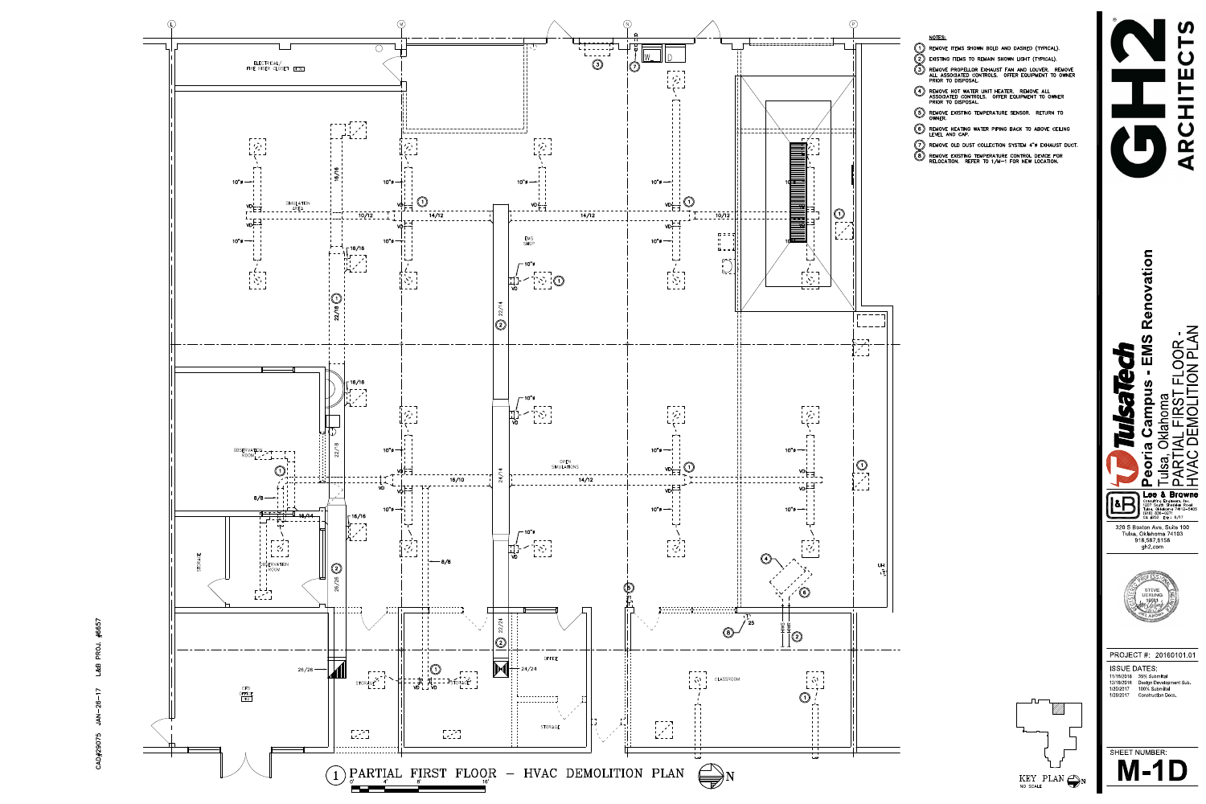## NOTES:

1. REMOVE ITEMS SHOWN BOLD AND DASHED (TYPICAL).
2. EXISTING ITEMS TO REMAIN SHOWN LIGHT (TYPICAL).
3. REMOVE PROPELLOR EXHAUST FAN AND LOUVER. REMOVE ALL ASSOCIATED CONTROLS. OFFER EQUIPMENT TO OWNER PRIOR TO DISPOSAL.
4. REMOVE HOT WATER UNIT HEATER. REMOVE ALL ASSOCIATED CONTROLS. OFFER EQUIPMENT TO OWNER PRIOR TO DISPOSAL.
5. REMOVE EXISTING TEMPERATURE SENSOR. RETURN TO OWNER.
6. REMOVE HEATING WATER PIPING BACK TO ABOVE CEILING LEVEL AND CAP.
7. REMOVE OLD DUST COLLECTION SYSTEM 4"ø EXHAUST DUCT.
8. REMOVE EXISTING TEMPERATURE CONTROL DEVICE FOR RELOCATION. REFER TO 1/M-1 FOR NEW LOCATION.

1 PARTIAL FIRST FLOOR – HVAC DEMOLITION PLAN

KEY PLAN — NO SCALE

GH2 ARCHITECTS

TulsaTech
**Peoria Campus - EMS Renovation**
Tulsa, Oklahoma
PARTIAL FIRST FLOOR - HVAC DEMOLITION PLAN

Lee & Browne
Consulting Engineers, Inc.
1207 South Sheridan Road
Tulsa, Oklahoma 74112-5405
(918) 836-0277
CA #653 Exp. 6/17

320 S Boston Ave, Suite 100
Tulsa, Oklahoma 74103
918.587.6158
gh2.com

STEVE UERLING 18081 — LICENSED PROFESSIONAL ENGINEER — OKLAHOMA

PROJECT #: 20160101.01

ISSUE DATES:

| Date | Issue |
|---|---|
| 11/16/2016 | 35% Submittal |
| 12/19/2016 | Design Development Sub. |
| 1/20/2017 | 100% Submittal |
| 1/26/2017 | Construction Docs. |

SHEET NUMBER: **M-1D**

CAD#29075 JAN–26–17 L&B PROJ. #6657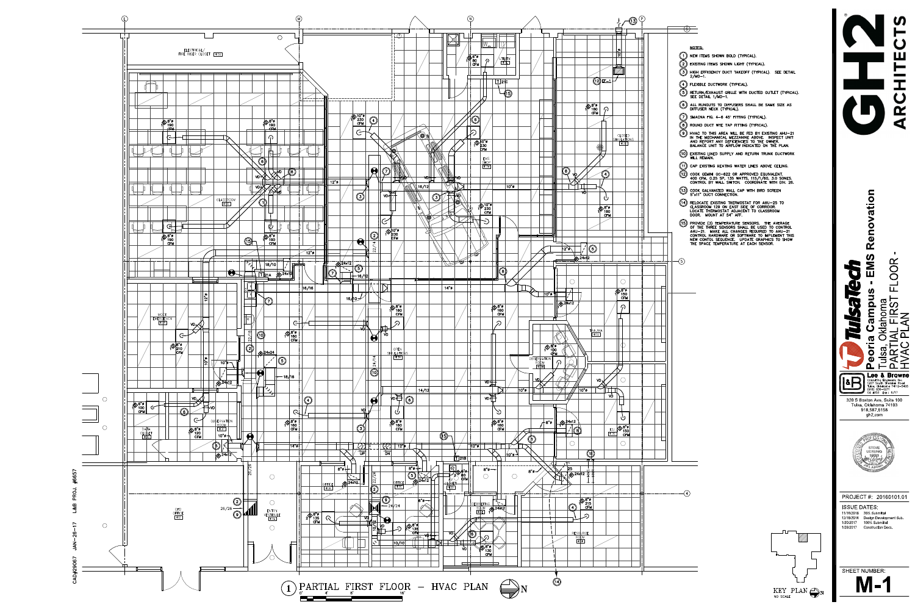## NOTES:

1. NEW ITEMS SHOWN BOLD (TYPICAL).
2. EXISTING ITEMS SHOWN LIGHT (TYPICAL).
3. HIGH EFFICIENCY DUCT TAKEOFF (TYPICAL). SEE DETAIL 2/MD-1.
4. FLEXIBLE DUCTWORK (TYPICAL).
5. RETURN/EXHAUST GRILLE WITH DUCTED OUTLET (TYPICAL). SEE DETAIL 1/MD-1.
6. ALL RUNOUTS TO DIFFUSERS SHALL BE SAME SIZE AS DIFFUSER NECK (TYPICAL).
7. SMACNA FIG. 4-6 45° FITTING (TYPICAL).
8. ROUND DUCT WYE TAP FITTING (TYPICAL).
9. HVAC TO THIS AREA WILL BE FED BY EXISTING AHU-21 IN THE MECHANICAL MEZZANINE ABOVE. INSPECT UNIT AND REPORT ANY DEFICIENCIES TO THE OWNER. BALANCE UNIT TO AIRFLOW INDICATED ON THE PLAN.
10. EXISTING LINED SUPPLY AND RETURN TRUNK DUCTWORK WILL REMAIN.
11. CAP EXISTING HEATING WATER LINES ABOVE CEILING.
12. COOK GEMINI GC-622 OR APPROVED EQUIVALENT. 400 CFM, 0.25 SP, 135 WATTS, 115/1/60, 3.0 SONES. CONTROL BY WALL SWITCH. COORDINATE WITH DIV. 26.
13. COOK GALVANIZED WALL CAP WITH BIRD SCREEN 5"x11" DUCT CONNECTION.
14. RELOCATE EXISTING THERMOSTAT FOR AHU-25 TO CLASSROOM 128 ON EAST SIDE OF CORRIDOR. LOCATE THERMOSTAT ADJACENT TO CLASSROOM DOOR. MOUNT AT 54" AFF.
15. PROVIDE (3) TEMPERATURE SENSORS. THE AVERAGE OF THE THREE SENSORS SHALL BE USED TO CONTROL AHU-21. MAKE ALL CHANGES REQUIRED TO AHU-21 CONTROL HARDWARE OR SOFTWARE TO IMPLEMENT THIS NEW CONTOL SEQUENCE. UPDATE GRAPHICS TO SHOW THE SPACE TEMPERATURE AT EACH SENSOR.

# 1 PARTIAL FIRST FLOOR - HVAC PLAN

KEY PLAN — NO SCALE

CAD#29067 JAN-26-17 L&B PROJ. #6657

# GH2 ARCHITECTS

**TulsaTech**

**Peoria Campus - EMS Renovation**
Tulsa, Oklahoma
PARTIAL FIRST FLOOR - HVAC PLAN

Lee & Browne Consulting Engineers, Inc.
1207 South Sheridan Road
Tulsa, Oklahoma 74112-5405
(918) 838-0277

320 S Boston Ave, Suite 100
Tulsa, Oklahoma 74103
918.587.6158
gh2.com

STEVE UERLING

PROJECT #: 20160101.01

ISSUE DATES:

| Date | Description |
|---|---|
| 11/16/2016 | 35% Submittal |
| 12/16/2016 | Design Development Sub. |
| 1/20/2017 | 100% Submittal |
| 1/26/2017 | Construction Docs. |

SHEET NUMBER:
**M-1**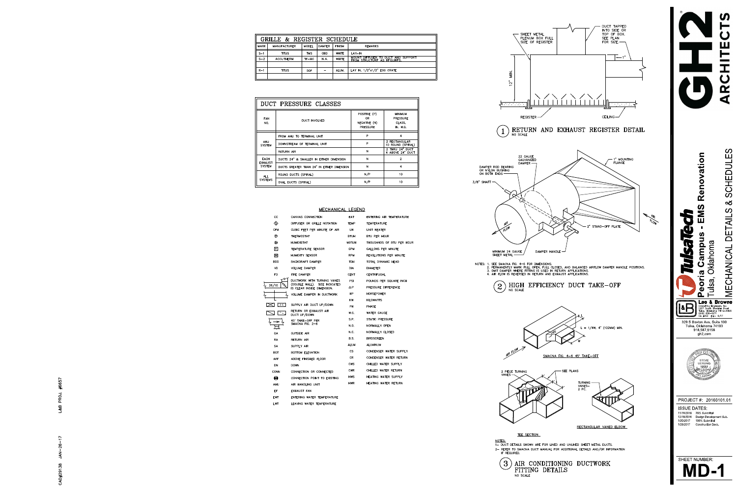## GRILLE & REGISTER SCHEDULE

| MARK | MANUFACTURER | MODEL | DAMPER | FINISH | REMARKS |
|---|---|---|---|---|---|
| S-1 | TITUS | TMS | OBD | WHITE | LAY-IN |
| S-2 | ACCUTHERM | TF-HC | N.A. | WHITE | MOUNT DIFFUSER TO DUCT AND SUPPORT FROM STRUCTURE AS REQUIRED. |
| | | | | | |
| R-1 | TITUS | 50F | – | ALUM. | LAY IN, 1/2"x1/2" EGG CRATE |

## DUCT PRESSURE CLASSES

| FAN NO. | DUCT INVOLVED | POSITIVE (P) OR NEGATIVE (N) PRESSURE | MINIMUM PRESSURE CLASS, IN. W.G. |
|---|---|---|---|
| AHU SYSTEM | FROM AHU TO TERMINAL UNIT | P | 4 |
| | DOWNSTREAM OF TERMINAL UNIT | P | 2 RECTANGULAR 10 ROUND (SPIRAL) |
| | RETURN AIR | N | 2 THRU 24" DUCT 4 ABOVE 24" DUCT |
| EACH EXHAUST SYSTEM | DUCTS 24" & SMALLER IN EITHER DIMENSION | N | 2 |
| | DUCTS GREATER THAN 24" IN EITHER DIMENSION | N | 4 |
| ALL SYSTEMS | ROUND DUCTS (SPIRAL) | N/P | 10 |
| | OVAL DUCTS (SPIRAL) | N/P | 10 |

## MECHANICAL LEGEND

| | | | |
|---|---|---|---|
| CC | CANVAS CONNECTION | EAT | ENTERING AIR TEMPERATURE |
| | DIFFUSER OR GRILLE NOTATION | TEMP | TEMPERATURE |
| CFM | CUBIC FEET PER MINUTE OF AIR | UH | UNIT HEATER |
| T | THERMOSTAT | BTUH | BTU PER HOUR |
| H | HUMIDISTAT | MBTUH | THOUSANDS OF BTU PER HOUR |
| T | TEMPERATURE SENSOR | GPM | GALLONS PER MINUTE |
| H | HUMIDITY SENSOR | RPM | REVOLUTIONS PER MINUTE |
| BDD | BACKDRAFT DAMPER | TDH | TOTAL DYNAMIC HEAD |
| VD | VOLUME DAMPER | DIA | DIAMETER |
| FD | FIRE DAMPER | CENT | CENTRIFUGAL |
| 26/10 | DUCTWORK WITH TURNING VANES (DOUBLE WALL) SIZE INDICATED IS CLEAR INSIDE DIMENSION. | PSI | POUNDS PER SQUARE INCH |
| | VOLUME DAMPER IN DUCTWORK | ΔP | PRESSURE DIFFERENCE |
| | SUPPLY AIR DUCT UP/DOWN | HP | HORSEPOWER |
| | RETURN OR EXHAUST AIR DUCT UP/DOWN | KW | KILOWATTS |
| | 45° TAKE-OFF PER SMACNA FIG. 2-6 | PH | PHASE |
| OA | OUTSIDE AIR | W.G. | WATER GAUGE |
| RA | RETURN AIR | S.P. | STATIC PRESSURE |
| SA | SUPPLY AIR | N.O. | NORMALLY OPEN |
| BOT | BOTTOM ELEVATION | N.C. | NORMALLY CLOSED |
| AFF | ABOVE FINISHED FLOOR | B.S. | BIRDSCREEN |
| DN | DOWN | ALUM | ALUMINUM |
| CONN | CONNECTION OR CONNECTED | CS | CONDENSER WATER SUPPLY |
| | CONNECTION POINT TO EXISTING | CR | CONDENSER WATER RETURN |
| AHU | AIR HANDLING UNIT | CWS | CHILLED WATER SUPPLY |
| EF | EXHAUST FAN | CWR | CHILLED WATER RETURN |
| EWT | ENTERING WATER TEMPERATURE | HWS | HEATING WATER SUPPLY |
| LWT | LEAVING WATER TEMPERATURE | HWR | HEATING WATER RETURN |

SHEET METAL PLENUM BOX FULL SIZE OF REGISTER
DUCT TAPPED INTO SIDE OR TOP OF BOX. SEE PLAN FOR SIZE
12" MIN.
1"
REGISTER
CEILING

### 1 RETURN AND EXHAUST REGISTER DETAIL
NO SCALE

22 GAUGE GALVANIZED DAMPER
DAMPER ROD BEARING OR NYLON BUSHING ON BOTH ENDS
3/8" SHAFT
1" MOUNTING FLANGE
AIR FLOW
AIR FLOW
2" STAND-OFF PLATE
MINIMUM 24 GAUGE SHEET METAL
DAMPER HANDLE

NOTES:
1. SEE SMACNA FIG. 4-6 FOR DIMENSIONS.
2. PERMANENTLY MARK FULL OPEN, FULL CLOSED, AND BALANCED AIRFLOW DAMPER HANDLE POSITIONS.
3. OMIT DAMPER WHERE FITTING IS USED IN RETURN APPLICATIONS.
4. AIR FLOW IS REVERSED IN RETURN AND EXHAUST APPLICATIONS.

### 2 HIGH EFFICIENCY DUCT TAKE-OFF
NO SCALE

L = 1/4W, 4" (102MM) MIN.
AIR FLOW
SMACNA FIG. 4-6 45° TAKE-OFF

2 PIECE TURNING VANES
SEE PLANS
TURNING VANES-2 PC.
TEE SECTION
RECTANGULAR VANED ELBOW

NOTES:
1- DUCT DETAILS SHOWN ARE FOR LINED AND UNLINED SHEET METAL DUCTS.
2- REFER TO SMACNA DUCT MANUAL FOR ADDITIONAL DETAILS AND/OR INFORMATION IF REQUIRED.

### 3 AIR CONDITIONING DUCTWORK FITTING DETAILS
NO SCALE

CAD#29138 JAN-26-17 L&B PROJ. #6857

GH2 ARCHITECTS

TulsaTech
Peoria Campus - EMS Renovation
Tulsa, Oklahoma
MECHANICAL DETAILS & SCHEDULES

Lee & Browne Consulting Engineers, Inc. 1207 South Sheridan Road Tulsa, Oklahoma 74112-5405 (918) 836-0271 CA #652 Exp. 6/17

320 S Boston Ave, Suite 100
Tulsa, Oklahoma 74103
918.587.6158
gh2.com

PROJECT #: 20160101.01

ISSUE DATES:
11/16/2016 35% Submittal
12/19/2016 Design Development Sub.
1/20/2017 100% Submittal
1/26/2017 Construction Docs.

SHEET NUMBER:
MD-1